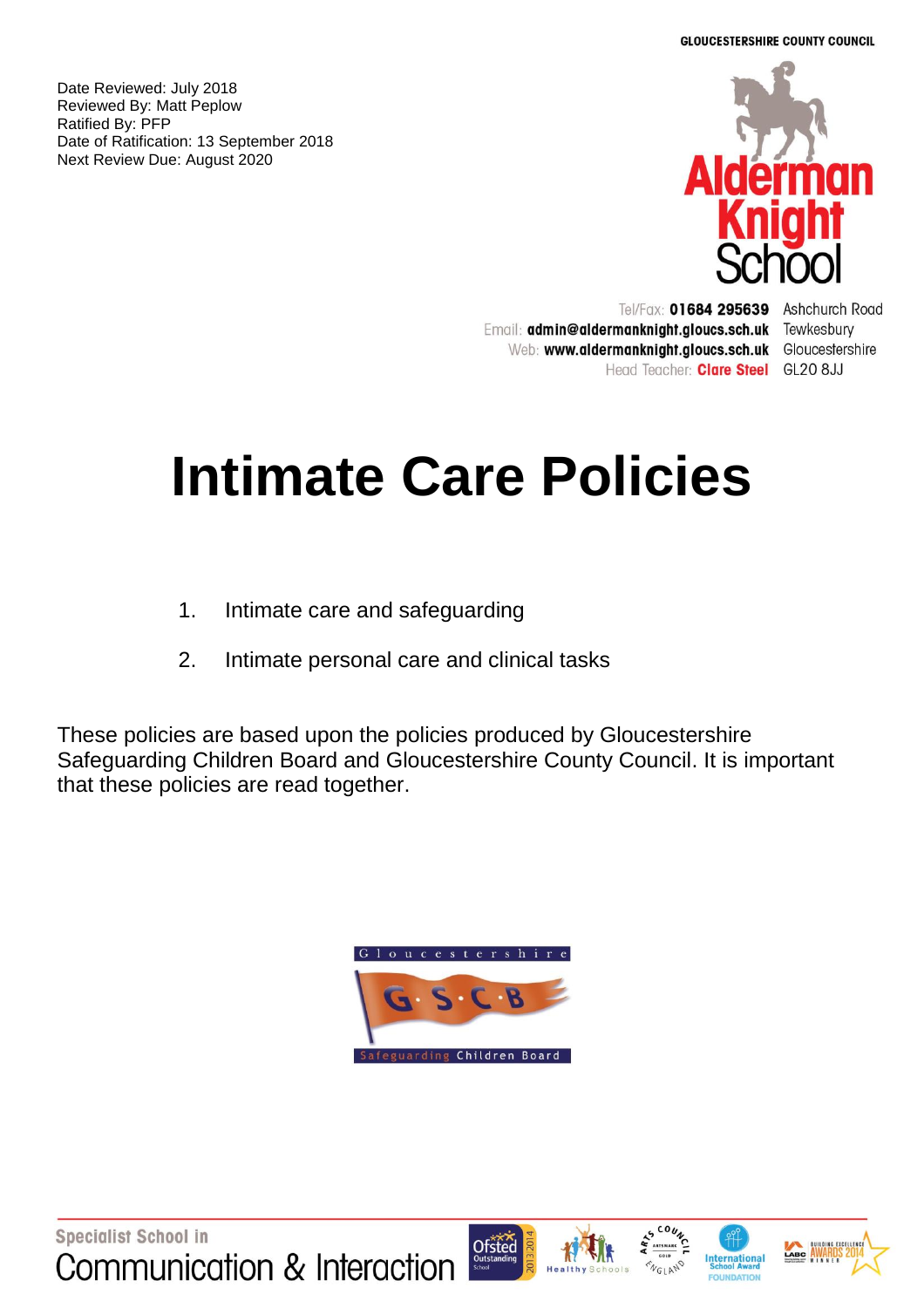Date Reviewed: July 2018
Reviewed By: Matt Peplow
Ratified By: PFP
Date of Ratification: 13 September 2018
Next Review Due: August 2020

GLOUCESTERSHIRE COUNTY COUNCIL

Alderman Knight School

Tel/Fax: **01684 295639**
Email: **admin@aldermanknight.gloucs.sch.uk**
Web: **www.aldermanknight.gloucs.sch.uk**
Head Teacher: **Clare Steel**

Ashchurch Road
Tewkesbury
Gloucestershire
GL20 8JJ

# Intimate Care Policies

1. Intimate care and safeguarding
2. Intimate personal care and clinical tasks

These policies are based upon the policies produced by Gloucestershire Safeguarding Children Board and Gloucestershire County Council. It is important that these policies are read together.

Gloucestershire G·S·C·B Safeguarding Children Board

Specialist School in
Communication & Interaction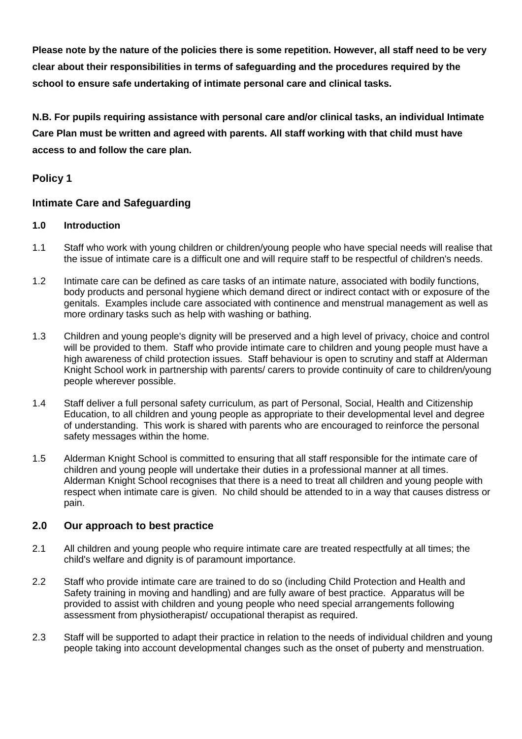**Please note by the nature of the policies there is some repetition. However, all staff need to be very clear about their responsibilities in terms of safeguarding and the procedures required by the school to ensure safe undertaking of intimate personal care and clinical tasks.**

**N.B. For pupils requiring assistance with personal care and/or clinical tasks, an individual Intimate Care Plan must be written and agreed with parents. All staff working with that child must have access to and follow the care plan.**

## Policy 1

## Intimate Care and Safeguarding

### 1.0 Introduction

1.1 Staff who work with young children or children/young people who have special needs will realise that the issue of intimate care is a difficult one and will require staff to be respectful of children's needs.

1.2 Intimate care can be defined as care tasks of an intimate nature, associated with bodily functions, body products and personal hygiene which demand direct or indirect contact with or exposure of the genitals. Examples include care associated with continence and menstrual management as well as more ordinary tasks such as help with washing or bathing.

1.3 Children and young people's dignity will be preserved and a high level of privacy, choice and control will be provided to them. Staff who provide intimate care to children and young people must have a high awareness of child protection issues. Staff behaviour is open to scrutiny and staff at Alderman Knight School work in partnership with parents/ carers to provide continuity of care to children/young people wherever possible.

1.4 Staff deliver a full personal safety curriculum, as part of Personal, Social, Health and Citizenship Education, to all children and young people as appropriate to their developmental level and degree of understanding. This work is shared with parents who are encouraged to reinforce the personal safety messages within the home.

1.5 Alderman Knight School is committed to ensuring that all staff responsible for the intimate care of children and young people will undertake their duties in a professional manner at all times. Alderman Knight School recognises that there is a need to treat all children and young people with respect when intimate care is given. No child should be attended to in a way that causes distress or pain.

### 2.0 Our approach to best practice

2.1 All children and young people who require intimate care are treated respectfully at all times; the child's welfare and dignity is of paramount importance.

2.2 Staff who provide intimate care are trained to do so (including Child Protection and Health and Safety training in moving and handling) and are fully aware of best practice. Apparatus will be provided to assist with children and young people who need special arrangements following assessment from physiotherapist/ occupational therapist as required.

2.3 Staff will be supported to adapt their practice in relation to the needs of individual children and young people taking into account developmental changes such as the onset of puberty and menstruation.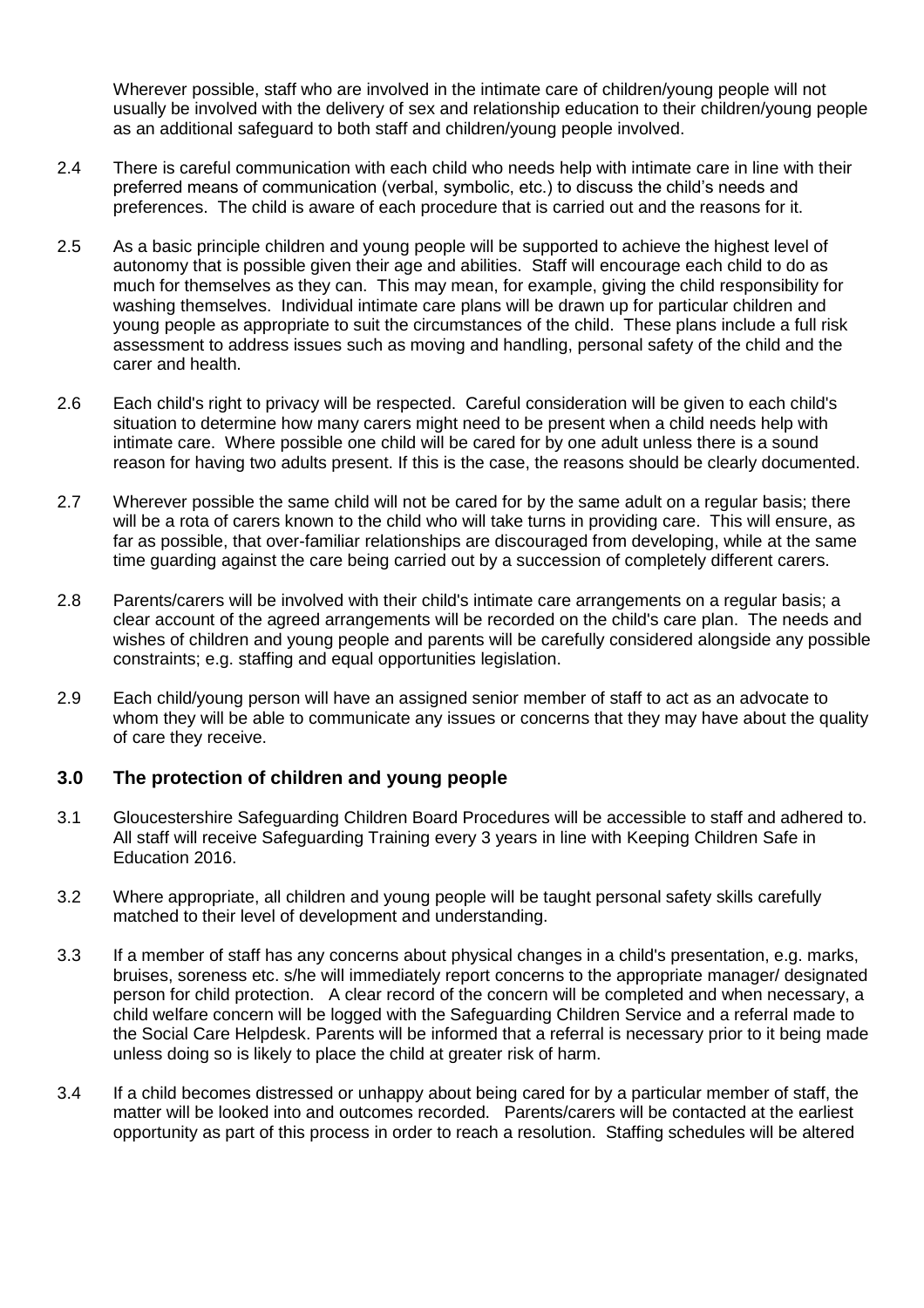Wherever possible, staff who are involved in the intimate care of children/young people will not usually be involved with the delivery of sex and relationship education to their children/young people as an additional safeguard to both staff and children/young people involved.

2.4 There is careful communication with each child who needs help with intimate care in line with their preferred means of communication (verbal, symbolic, etc.) to discuss the child's needs and preferences. The child is aware of each procedure that is carried out and the reasons for it.

2.5 As a basic principle children and young people will be supported to achieve the highest level of autonomy that is possible given their age and abilities. Staff will encourage each child to do as much for themselves as they can. This may mean, for example, giving the child responsibility for washing themselves. Individual intimate care plans will be drawn up for particular children and young people as appropriate to suit the circumstances of the child. These plans include a full risk assessment to address issues such as moving and handling, personal safety of the child and the carer and health.

2.6 Each child's right to privacy will be respected. Careful consideration will be given to each child's situation to determine how many carers might need to be present when a child needs help with intimate care. Where possible one child will be cared for by one adult unless there is a sound reason for having two adults present. If this is the case, the reasons should be clearly documented.

2.7 Wherever possible the same child will not be cared for by the same adult on a regular basis; there will be a rota of carers known to the child who will take turns in providing care. This will ensure, as far as possible, that over-familiar relationships are discouraged from developing, while at the same time guarding against the care being carried out by a succession of completely different carers.

2.8 Parents/carers will be involved with their child's intimate care arrangements on a regular basis; a clear account of the agreed arrangements will be recorded on the child's care plan. The needs and wishes of children and young people and parents will be carefully considered alongside any possible constraints; e.g. staffing and equal opportunities legislation.

2.9 Each child/young person will have an assigned senior member of staff to act as an advocate to whom they will be able to communicate any issues or concerns that they may have about the quality of care they receive.

## 3.0 The protection of children and young people

3.1 Gloucestershire Safeguarding Children Board Procedures will be accessible to staff and adhered to. All staff will receive Safeguarding Training every 3 years in line with Keeping Children Safe in Education 2016.

3.2 Where appropriate, all children and young people will be taught personal safety skills carefully matched to their level of development and understanding.

3.3 If a member of staff has any concerns about physical changes in a child's presentation, e.g. marks, bruises, soreness etc. s/he will immediately report concerns to the appropriate manager/ designated person for child protection. A clear record of the concern will be completed and when necessary, a child welfare concern will be logged with the Safeguarding Children Service and a referral made to the Social Care Helpdesk. Parents will be informed that a referral is necessary prior to it being made unless doing so is likely to place the child at greater risk of harm.

3.4 If a child becomes distressed or unhappy about being cared for by a particular member of staff, the matter will be looked into and outcomes recorded. Parents/carers will be contacted at the earliest opportunity as part of this process in order to reach a resolution. Staffing schedules will be altered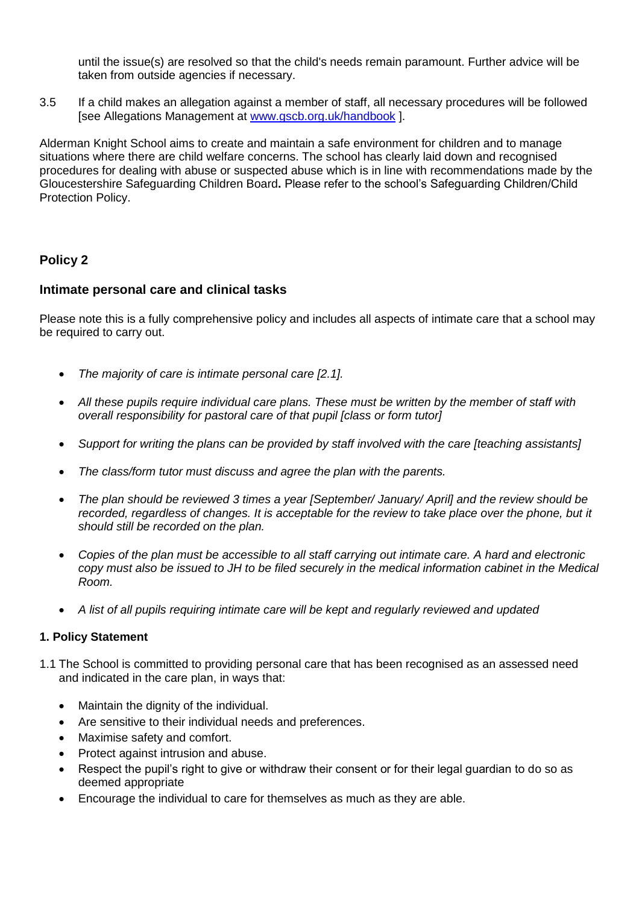until the issue(s) are resolved so that the child's needs remain paramount. Further advice will be taken from outside agencies if necessary.

3.5 If a child makes an allegation against a member of staff, all necessary procedures will be followed [see Allegations Management at [www.gscb.org.uk/handbook](http://www.gscb.org.uk/handbook) ].

Alderman Knight School aims to create and maintain a safe environment for children and to manage situations where there are child welfare concerns. The school has clearly laid down and recognised procedures for dealing with abuse or suspected abuse which is in line with recommendations made by the Gloucestershire Safeguarding Children Board**.** Please refer to the school's Safeguarding Children/Child Protection Policy.

## Policy 2

### Intimate personal care and clinical tasks

Please note this is a fully comprehensive policy and includes all aspects of intimate care that a school may be required to carry out.

- *The majority of care is intimate personal care [2.1].*
- *All these pupils require individual care plans. These must be written by the member of staff with overall responsibility for pastoral care of that pupil [class or form tutor]*
- *Support for writing the plans can be provided by staff involved with the care [teaching assistants]*
- *The class/form tutor must discuss and agree the plan with the parents.*
- *The plan should be reviewed 3 times a year [September/ January/ April] and the review should be recorded, regardless of changes. It is acceptable for the review to take place over the phone, but it should still be recorded on the plan.*
- *Copies of the plan must be accessible to all staff carrying out intimate care. A hard and electronic copy must also be issued to JH to be filed securely in the medical information cabinet in the Medical Room.*
- *A list of all pupils requiring intimate care will be kept and regularly reviewed and updated*

#### 1. Policy Statement

1.1 The School is committed to providing personal care that has been recognised as an assessed need and indicated in the care plan, in ways that:

- Maintain the dignity of the individual.
- Are sensitive to their individual needs and preferences.
- Maximise safety and comfort.
- Protect against intrusion and abuse.
- Respect the pupil's right to give or withdraw their consent or for their legal guardian to do so as deemed appropriate
- Encourage the individual to care for themselves as much as they are able.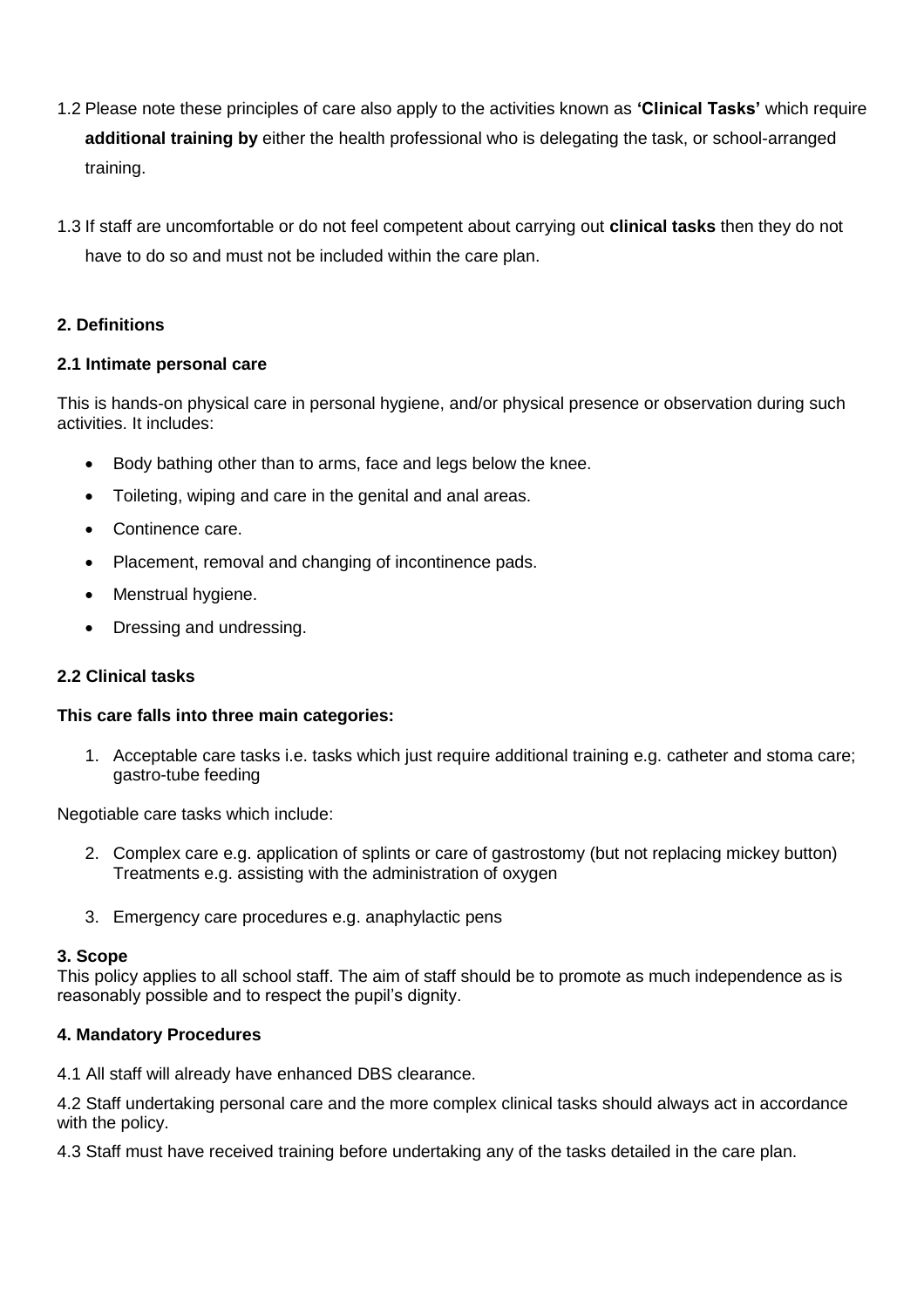1.2 Please note these principles of care also apply to the activities known as **'Clinical Tasks'** which require **additional training by** either the health professional who is delegating the task, or school-arranged training.

1.3 If staff are uncomfortable or do not feel competent about carrying out **clinical tasks** then they do not have to do so and must not be included within the care plan.

### 2. Definitions

#### 2.1 Intimate personal care

This is hands-on physical care in personal hygiene, and/or physical presence or observation during such activities. It includes:

- Body bathing other than to arms, face and legs below the knee.
- Toileting, wiping and care in the genital and anal areas.
- Continence care.
- Placement, removal and changing of incontinence pads.
- Menstrual hygiene.
- Dressing and undressing.

#### 2.2 Clinical tasks

**This care falls into three main categories:**

1. Acceptable care tasks i.e. tasks which just require additional training e.g. catheter and stoma care; gastro-tube feeding

Negotiable care tasks which include:

2. Complex care e.g. application of splints or care of gastrostomy (but not replacing mickey button) Treatments e.g. assisting with the administration of oxygen

3. Emergency care procedures e.g. anaphylactic pens

### 3. Scope

This policy applies to all school staff. The aim of staff should be to promote as much independence as is reasonably possible and to respect the pupil's dignity.

### 4. Mandatory Procedures

4.1 All staff will already have enhanced DBS clearance.

4.2 Staff undertaking personal care and the more complex clinical tasks should always act in accordance with the policy.

4.3 Staff must have received training before undertaking any of the tasks detailed in the care plan.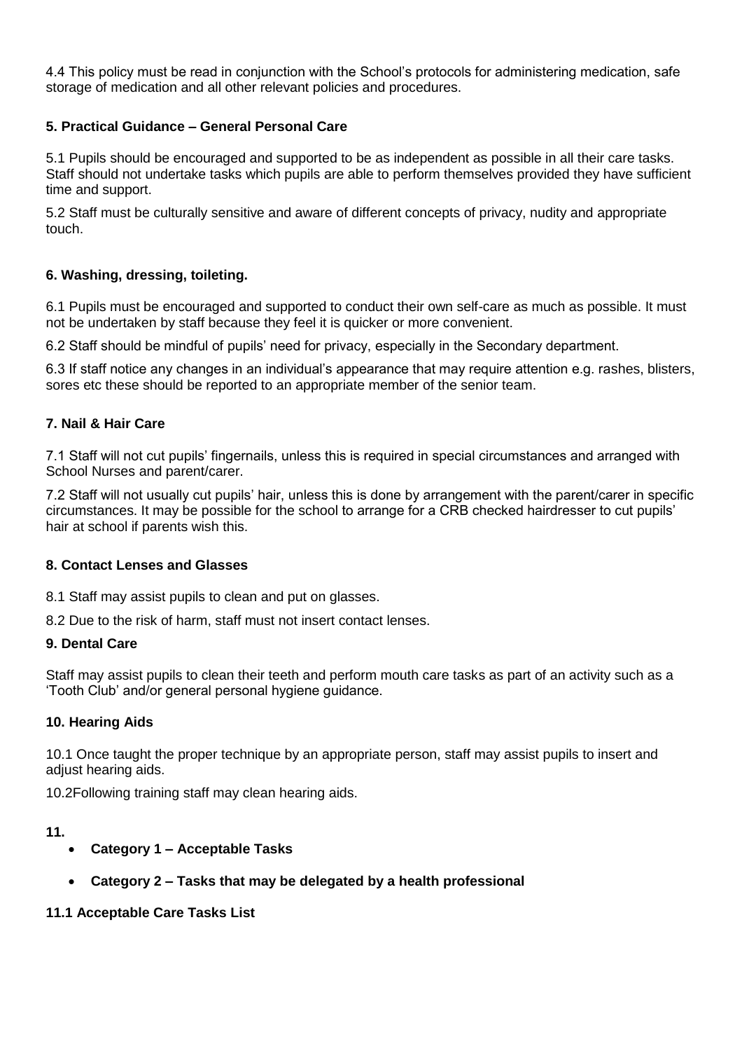4.4 This policy must be read in conjunction with the School's protocols for administering medication, safe storage of medication and all other relevant policies and procedures.

### 5. Practical Guidance – General Personal Care

5.1 Pupils should be encouraged and supported to be as independent as possible in all their care tasks. Staff should not undertake tasks which pupils are able to perform themselves provided they have sufficient time and support.

5.2 Staff must be culturally sensitive and aware of different concepts of privacy, nudity and appropriate touch.

### 6. Washing, dressing, toileting.

6.1 Pupils must be encouraged and supported to conduct their own self-care as much as possible. It must not be undertaken by staff because they feel it is quicker or more convenient.

6.2 Staff should be mindful of pupils' need for privacy, especially in the Secondary department.

6.3 If staff notice any changes in an individual's appearance that may require attention e.g. rashes, blisters, sores etc these should be reported to an appropriate member of the senior team.

### 7. Nail & Hair Care

7.1 Staff will not cut pupils' fingernails, unless this is required in special circumstances and arranged with School Nurses and parent/carer.

7.2 Staff will not usually cut pupils' hair, unless this is done by arrangement with the parent/carer in specific circumstances. It may be possible for the school to arrange for a CRB checked hairdresser to cut pupils' hair at school if parents wish this.

### 8. Contact Lenses and Glasses

8.1 Staff may assist pupils to clean and put on glasses.

8.2 Due to the risk of harm, staff must not insert contact lenses.

### 9. Dental Care

Staff may assist pupils to clean their teeth and perform mouth care tasks as part of an activity such as a 'Tooth Club' and/or general personal hygiene guidance.

### 10. Hearing Aids

10.1 Once taught the proper technique by an appropriate person, staff may assist pupils to insert and adjust hearing aids.

10.2Following training staff may clean hearing aids.

### 11.

- **Category 1 – Acceptable Tasks**
- **Category 2 – Tasks that may be delegated by a health professional**

### 11.1 Acceptable Care Tasks List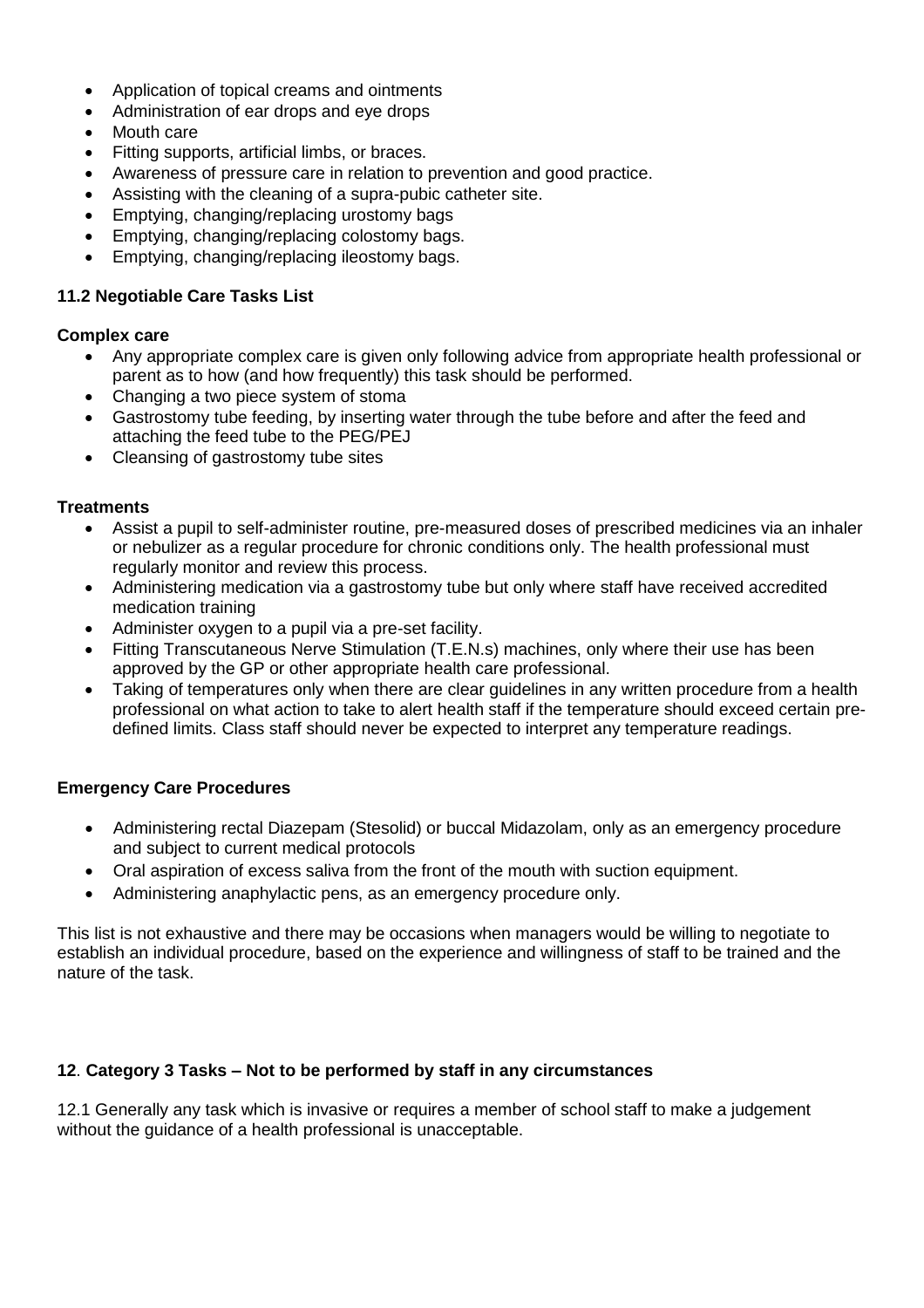- Application of topical creams and ointments
- Administration of ear drops and eye drops
- Mouth care
- Fitting supports, artificial limbs, or braces.
- Awareness of pressure care in relation to prevention and good practice.
- Assisting with the cleaning of a supra-pubic catheter site.
- Emptying, changing/replacing urostomy bags
- Emptying, changing/replacing colostomy bags.
- Emptying, changing/replacing ileostomy bags.

### 11.2 Negotiable Care Tasks List

**Complex care**

- Any appropriate complex care is given only following advice from appropriate health professional or parent as to how (and how frequently) this task should be performed.
- Changing a two piece system of stoma
- Gastrostomy tube feeding, by inserting water through the tube before and after the feed and attaching the feed tube to the PEG/PEJ
- Cleansing of gastrostomy tube sites

**Treatments**

- Assist a pupil to self-administer routine, pre-measured doses of prescribed medicines via an inhaler or nebulizer as a regular procedure for chronic conditions only. The health professional must regularly monitor and review this process.
- Administering medication via a gastrostomy tube but only where staff have received accredited medication training
- Administer oxygen to a pupil via a pre-set facility.
- Fitting Transcutaneous Nerve Stimulation (T.E.N.s) machines, only where their use has been approved by the GP or other appropriate health care professional.
- Taking of temperatures only when there are clear guidelines in any written procedure from a health professional on what action to take to alert health staff if the temperature should exceed certain pre-defined limits. Class staff should never be expected to interpret any temperature readings.

**Emergency Care Procedures**

- Administering rectal Diazepam (Stesolid) or buccal Midazolam, only as an emergency procedure and subject to current medical protocols
- Oral aspiration of excess saliva from the front of the mouth with suction equipment.
- Administering anaphylactic pens, as an emergency procedure only.

This list is not exhaustive and there may be occasions when managers would be willing to negotiate to establish an individual procedure, based on the experience and willingness of staff to be trained and the nature of the task.

## 12. Category 3 Tasks – Not to be performed by staff in any circumstances

12.1 Generally any task which is invasive or requires a member of school staff to make a judgement without the guidance of a health professional is unacceptable.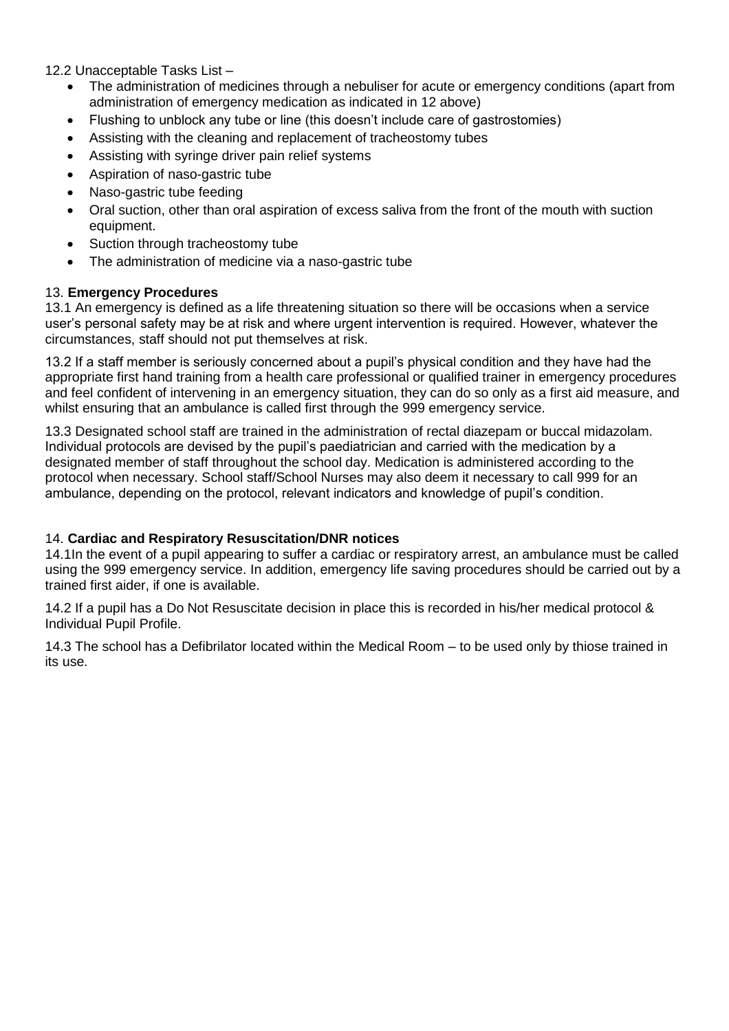12.2 Unacceptable Tasks List –

- The administration of medicines through a nebuliser for acute or emergency conditions (apart from administration of emergency medication as indicated in 12 above)
- Flushing to unblock any tube or line (this doesn't include care of gastrostomies)
- Assisting with the cleaning and replacement of tracheostomy tubes
- Assisting with syringe driver pain relief systems
- Aspiration of naso-gastric tube
- Naso-gastric tube feeding
- Oral suction, other than oral aspiration of excess saliva from the front of the mouth with suction equipment.
- Suction through tracheostomy tube
- The administration of medicine via a naso-gastric tube

## 13. **Emergency Procedures**

13.1 An emergency is defined as a life threatening situation so there will be occasions when a service user's personal safety may be at risk and where urgent intervention is required. However, whatever the circumstances, staff should not put themselves at risk.

13.2 If a staff member is seriously concerned about a pupil's physical condition and they have had the appropriate first hand training from a health care professional or qualified trainer in emergency procedures and feel confident of intervening in an emergency situation, they can do so only as a first aid measure, and whilst ensuring that an ambulance is called first through the 999 emergency service.

13.3 Designated school staff are trained in the administration of rectal diazepam or buccal midazolam. Individual protocols are devised by the pupil's paediatrician and carried with the medication by a designated member of staff throughout the school day. Medication is administered according to the protocol when necessary. School staff/School Nurses may also deem it necessary to call 999 for an ambulance, depending on the protocol, relevant indicators and knowledge of pupil's condition.

## 14. **Cardiac and Respiratory Resuscitation/DNR notices**

14.1In the event of a pupil appearing to suffer a cardiac or respiratory arrest, an ambulance must be called using the 999 emergency service. In addition, emergency life saving procedures should be carried out by a trained first aider, if one is available.

14.2 If a pupil has a Do Not Resuscitate decision in place this is recorded in his/her medical protocol & Individual Pupil Profile.

14.3 The school has a Defibrilator located within the Medical Room – to be used only by thiose trained in its use.